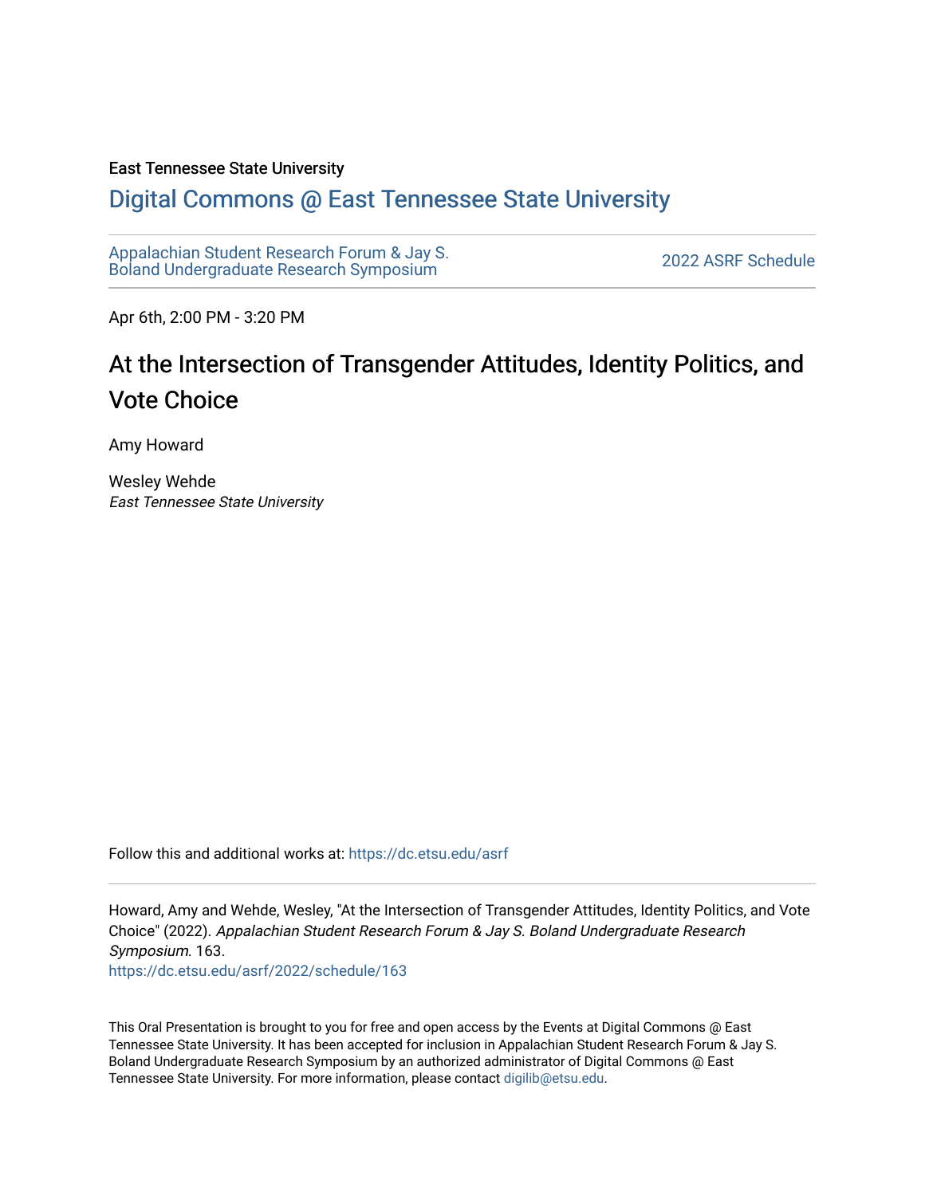East Tennessee State University

# Digital Commons @ East Tennessee State University

Appalachian Student Research Forum & Jay S. Boland Undergraduate Research Symposium

2022 ASRF Schedule

Apr 6th, 2:00 PM - 3:20 PM

## At the Intersection of Transgender Attitudes, Identity Politics, and Vote Choice

Amy Howard

Wesley Wehde
*East Tennessee State University*

Follow this and additional works at: https://dc.etsu.edu/asrf

Howard, Amy and Wehde, Wesley, "At the Intersection of Transgender Attitudes, Identity Politics, and Vote Choice" (2022). *Appalachian Student Research Forum & Jay S. Boland Undergraduate Research Symposium.* 163.
https://dc.etsu.edu/asrf/2022/schedule/163

This Oral Presentation is brought to you for free and open access by the Events at Digital Commons @ East Tennessee State University. It has been accepted for inclusion in Appalachian Student Research Forum & Jay S. Boland Undergraduate Research Symposium by an authorized administrator of Digital Commons @ East Tennessee State University. For more information, please contact digilib@etsu.edu.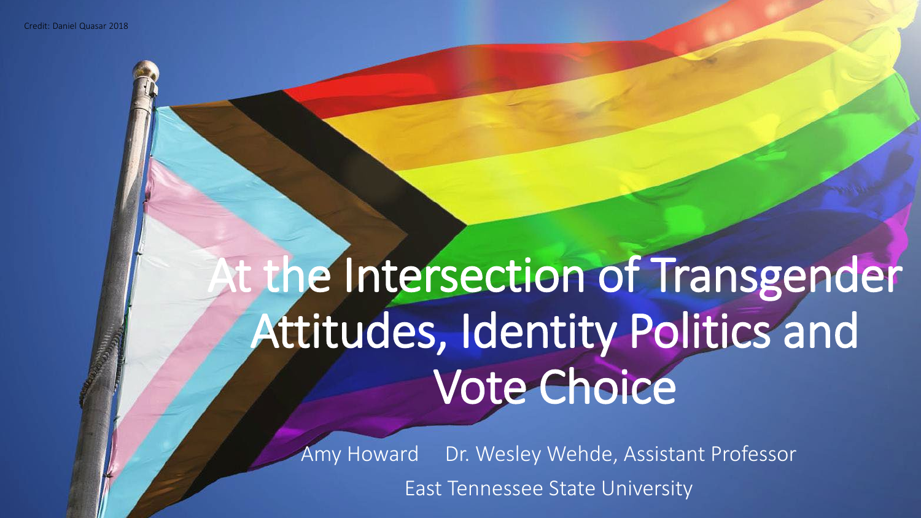Credit: Daniel Quasar 2018

# At the Intersection of Transgender Attitudes, Identity Politics and Vote Choice

Amy Howard   Dr. Wesley Wehde, Assistant Professor

East Tennessee State University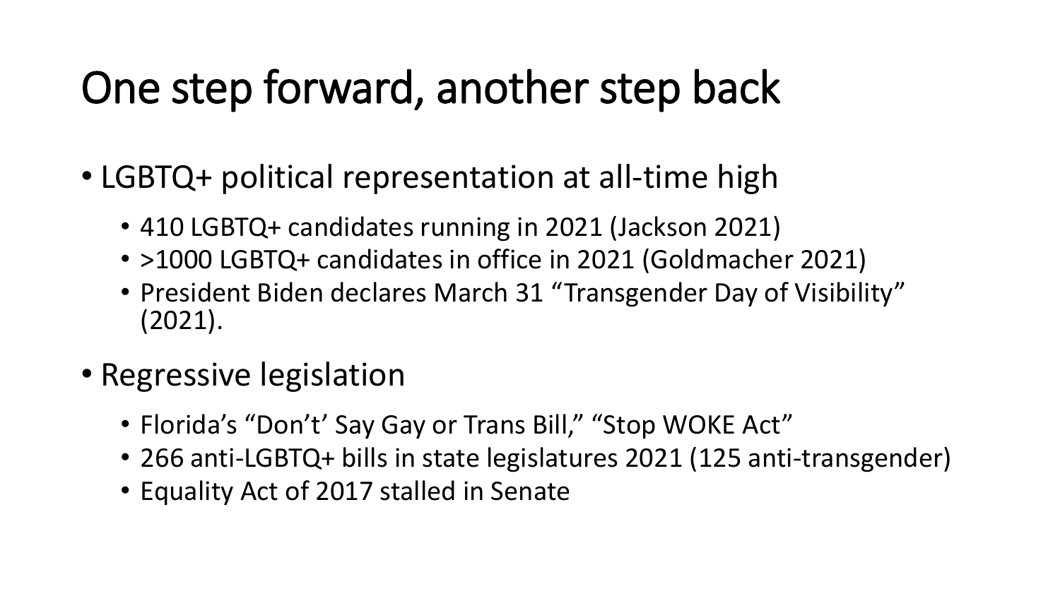# One step forward, another step back

- LGBTQ+ political representation at all-time high
  - 410 LGBTQ+ candidates running in 2021 (Jackson 2021)
  - >1000 LGBTQ+ candidates in office in 2021 (Goldmacher 2021)
  - President Biden declares March 31 "Transgender Day of Visibility" (2021).
- Regressive legislation
  - Florida's "Don't' Say Gay or Trans Bill," "Stop WOKE Act"
  - 266 anti-LGBTQ+ bills in state legislatures 2021 (125 anti-transgender)
  - Equality Act of 2017 stalled in Senate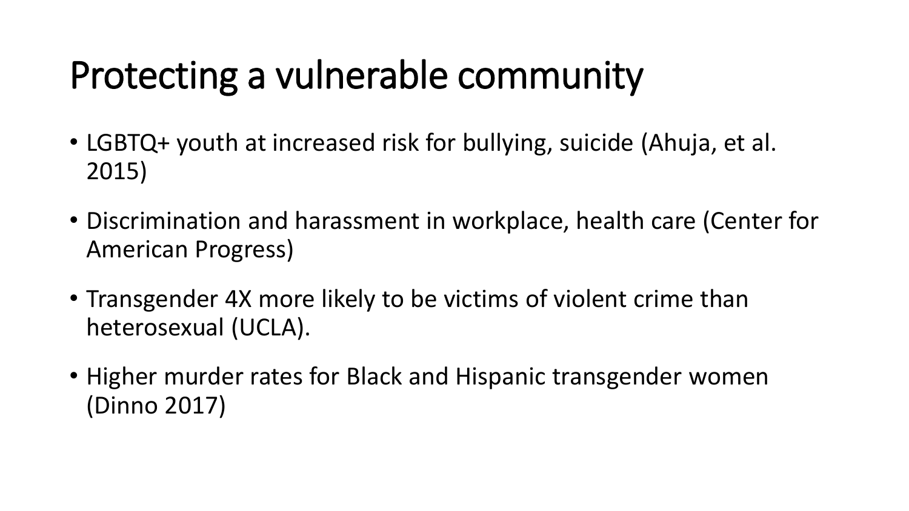# Protecting a vulnerable community

- LGBTQ+ youth at increased risk for bullying, suicide (Ahuja, et al. 2015)
- Discrimination and harassment in workplace, health care (Center for American Progress)
- Transgender 4X more likely to be victims of violent crime than heterosexual (UCLA).
- Higher murder rates for Black and Hispanic transgender women (Dinno 2017)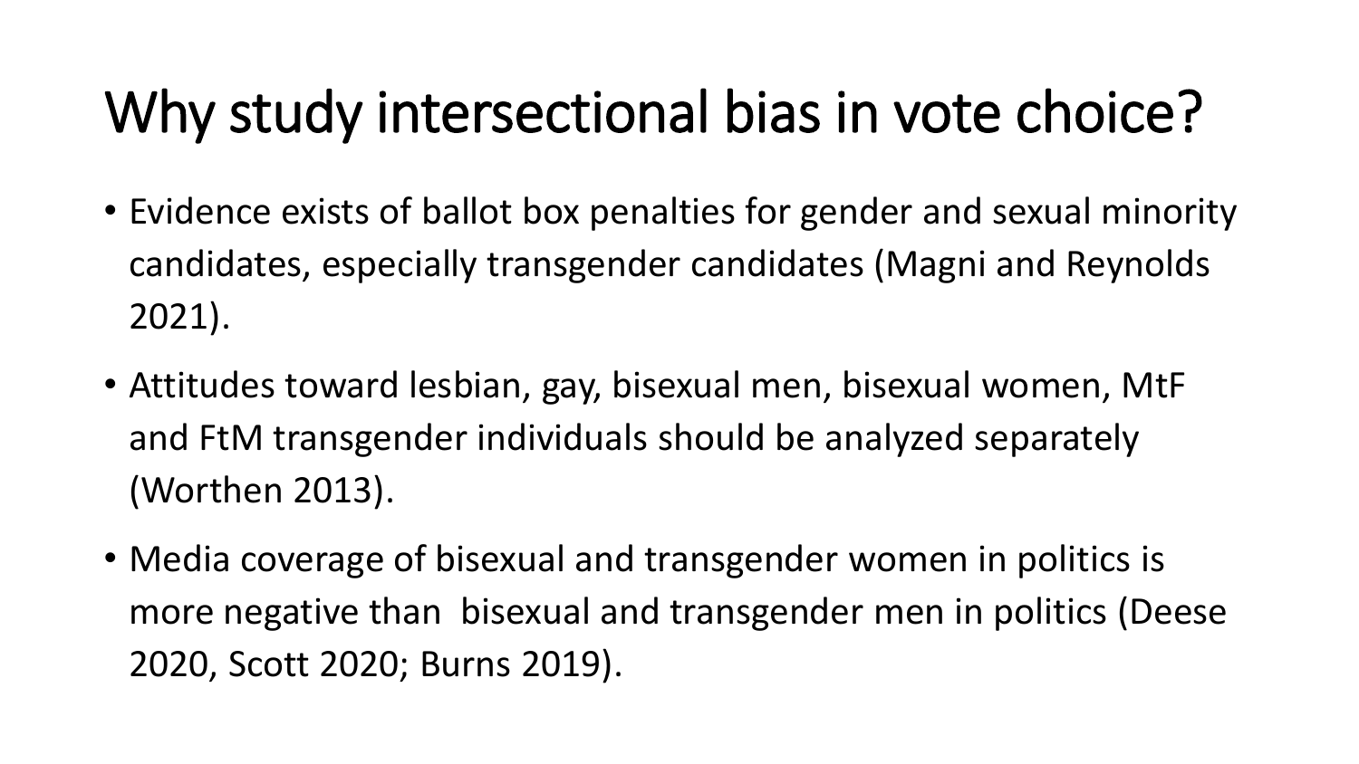# Why study intersectional bias in vote choice?

- Evidence exists of ballot box penalties for gender and sexual minority candidates, especially transgender candidates (Magni and Reynolds 2021).
- Attitudes toward lesbian, gay, bisexual men, bisexual women, MtF and FtM transgender individuals should be analyzed separately (Worthen 2013).
- Media coverage of bisexual and transgender women in politics is more negative than bisexual and transgender men in politics (Deese 2020, Scott 2020; Burns 2019).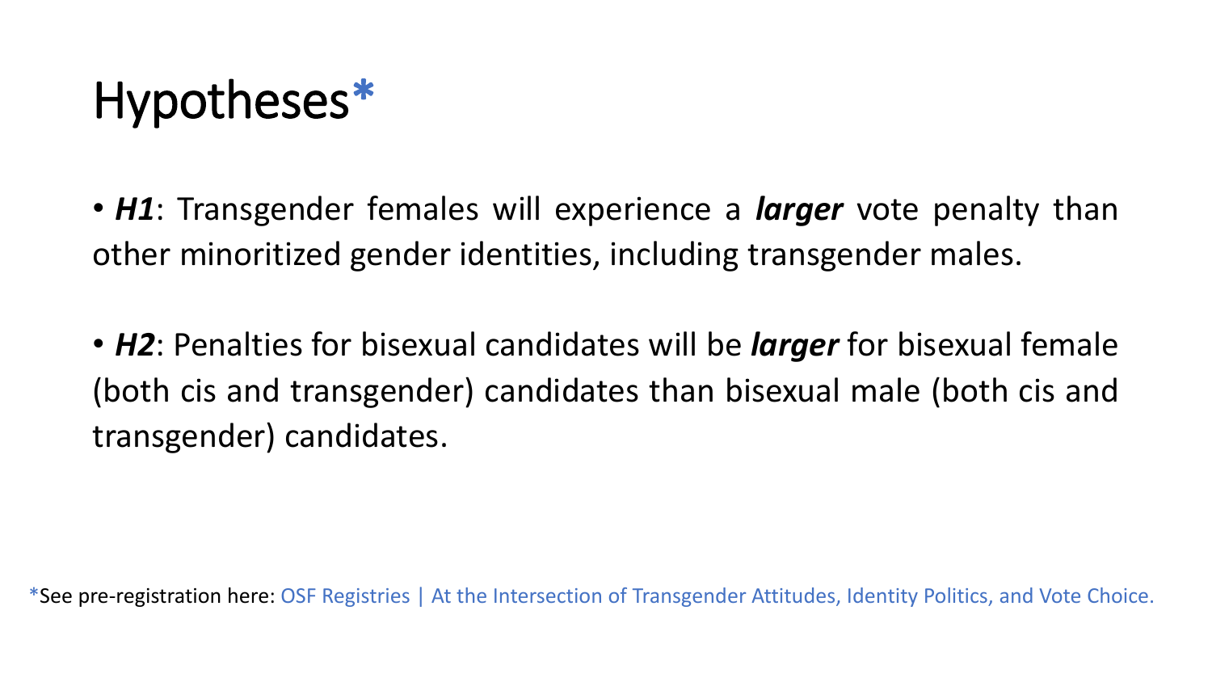# Hypotheses*

- ***H1***: Transgender females will experience a ***larger*** vote penalty than other minoritized gender identities, including transgender males.

- ***H2***: Penalties for bisexual candidates will be ***larger*** for bisexual female (both cis and transgender) candidates than bisexual male (both cis and transgender) candidates.

*See pre-registration here: OSF Registries | At the Intersection of Transgender Attitudes, Identity Politics, and Vote Choice.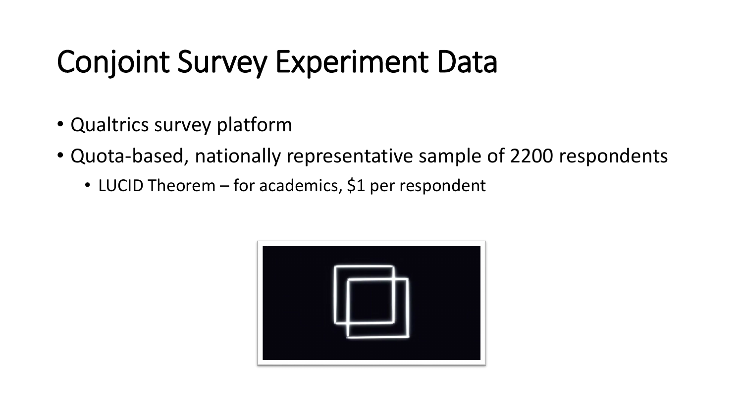# Conjoint Survey Experiment Data

- Qualtrics survey platform
- Quota-based, nationally representative sample of 2200 respondents
  - LUCID Theorem – for academics, $1 per respondent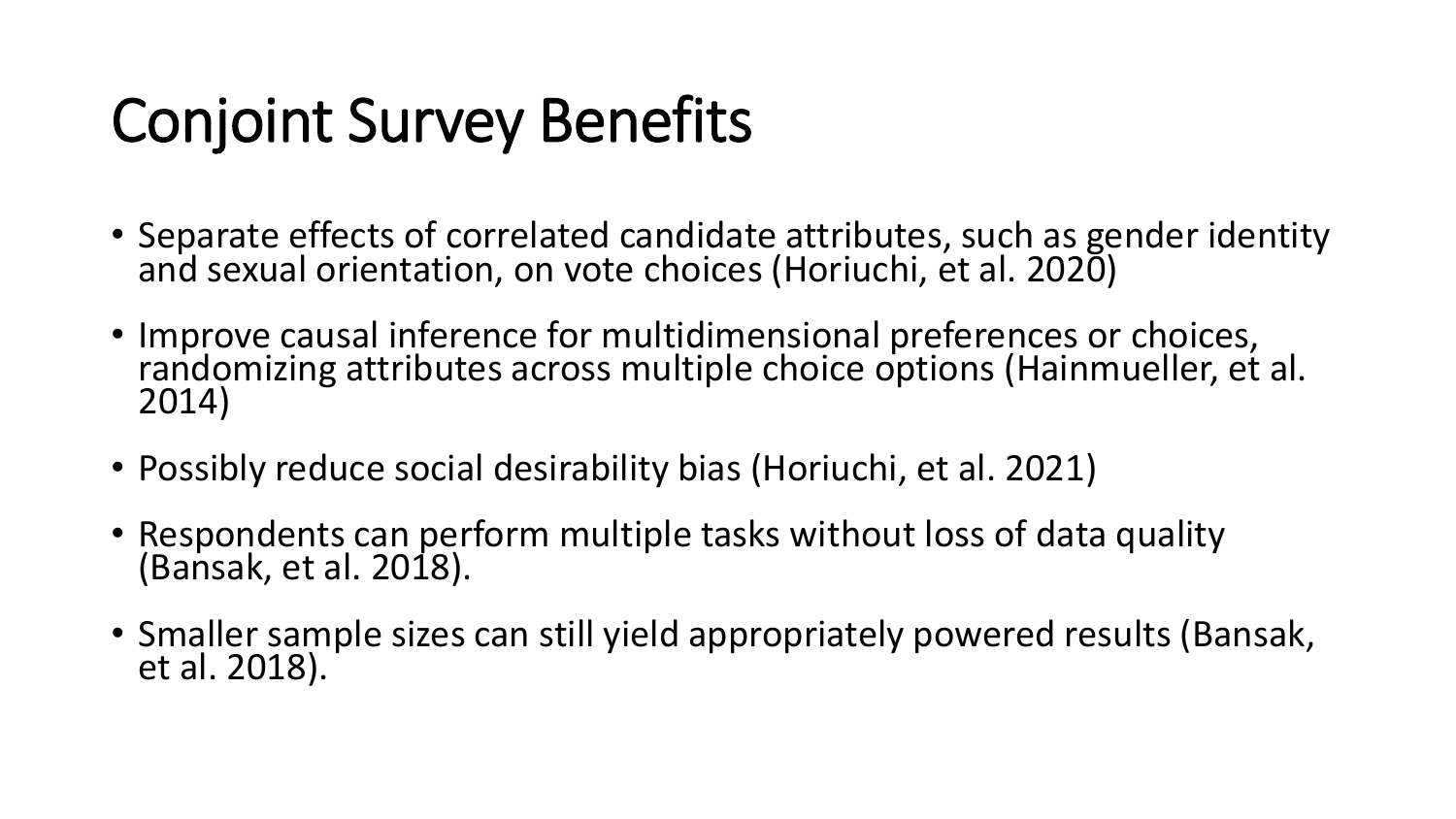# Conjoint Survey Benefits

- Separate effects of correlated candidate attributes, such as gender identity and sexual orientation, on vote choices (Horiuchi, et al. 2020)
- Improve causal inference for multidimensional preferences or choices, randomizing attributes across multiple choice options (Hainmueller, et al. 2014)
- Possibly reduce social desirability bias (Horiuchi, et al. 2021)
- Respondents can perform multiple tasks without loss of data quality (Bansak, et al. 2018).
- Smaller sample sizes can still yield appropriately powered results (Bansak, et al. 2018).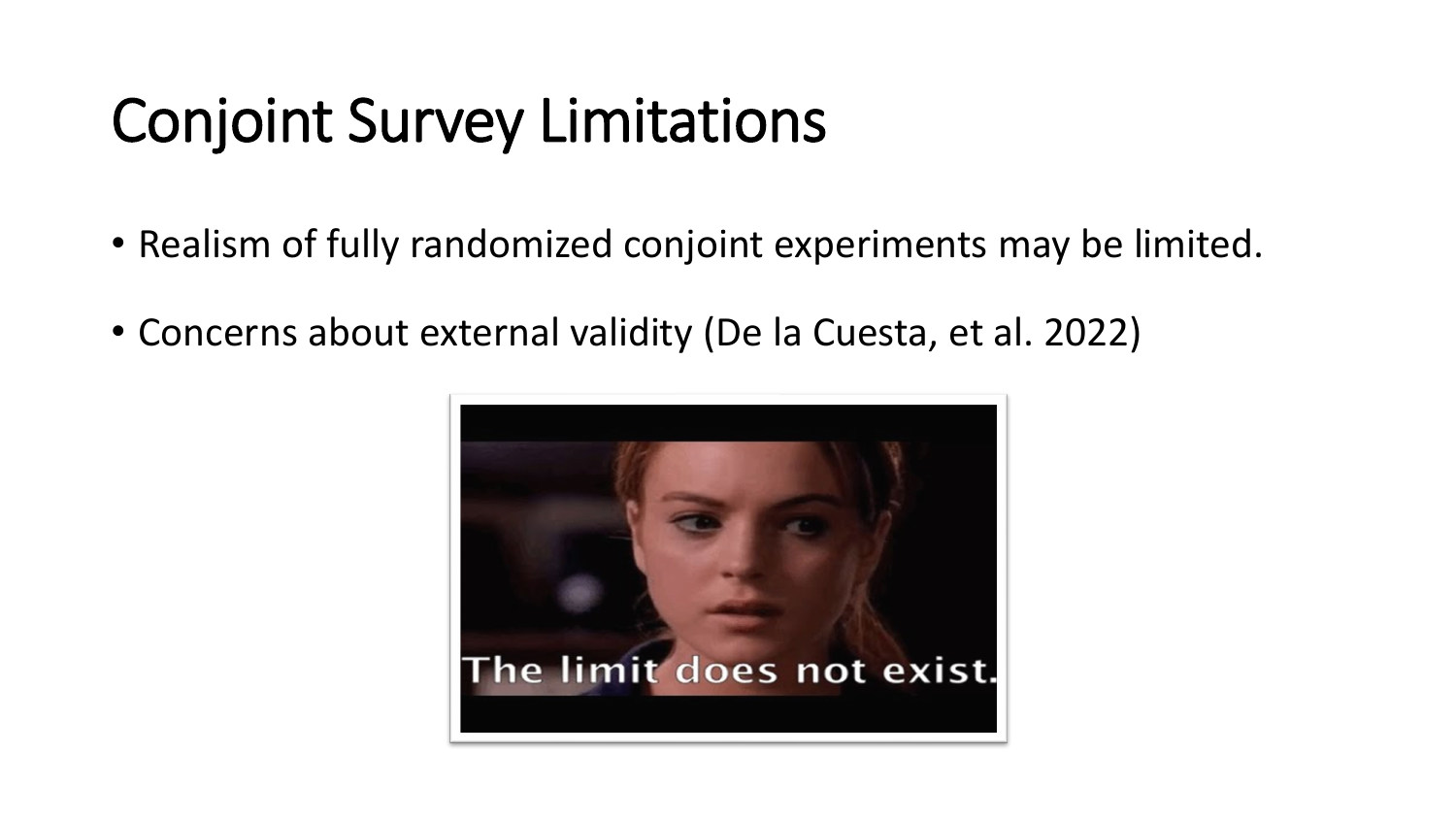# Conjoint Survey Limitations

- Realism of fully randomized conjoint experiments may be limited.
- Concerns about external validity (De la Cuesta, et al. 2022)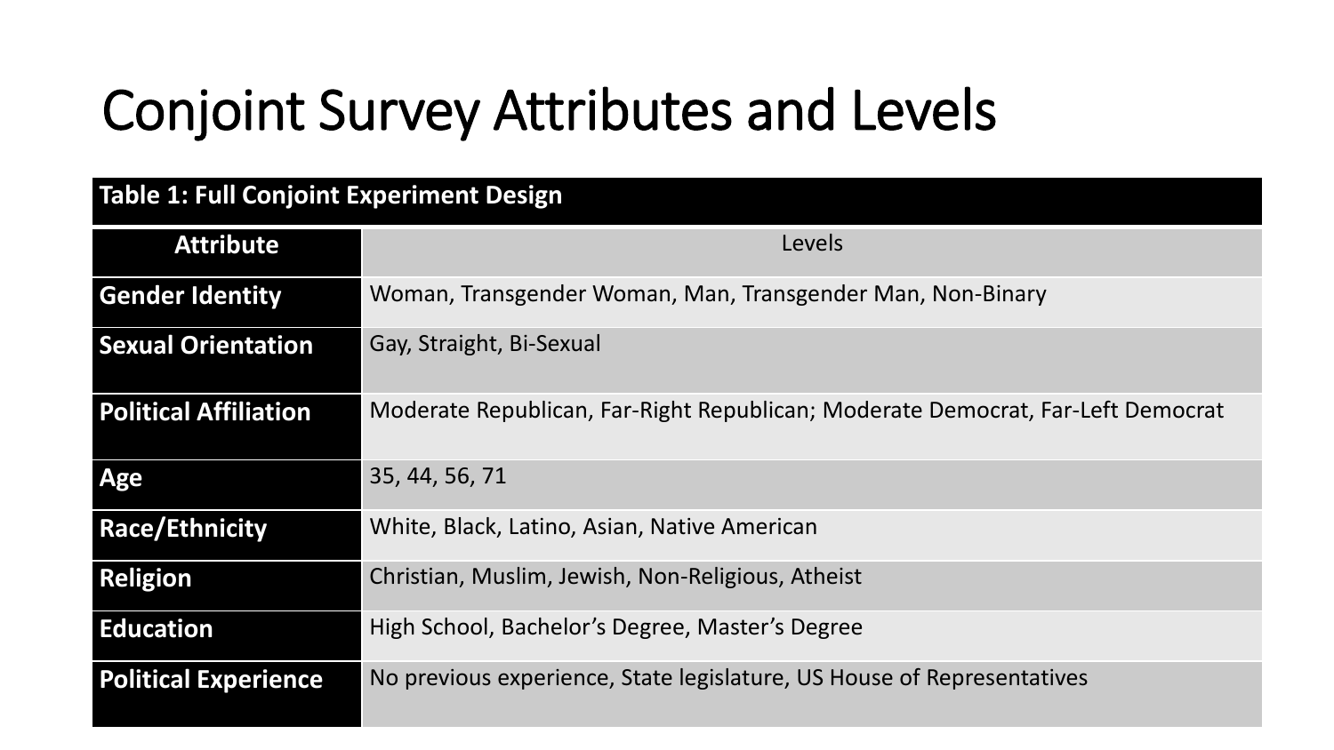# Conjoint Survey Attributes and Levels

| Table 1: Full Conjoint Experiment Design | |
|---|---|
| **Attribute** | Levels |
| **Gender Identity** | Woman, Transgender Woman, Man, Transgender Man, Non-Binary |
| **Sexual Orientation** | Gay, Straight, Bi-Sexual |
| **Political Affiliation** | Moderate Republican, Far-Right Republican; Moderate Democrat, Far-Left Democrat |
| **Age** | 35, 44, 56, 71 |
| **Race/Ethnicity** | White, Black, Latino, Asian, Native American |
| **Religion** | Christian, Muslim, Jewish, Non-Religious, Atheist |
| **Education** | High School, Bachelor's Degree, Master's Degree |
| **Political Experience** | No previous experience, State legislature, US House of Representatives |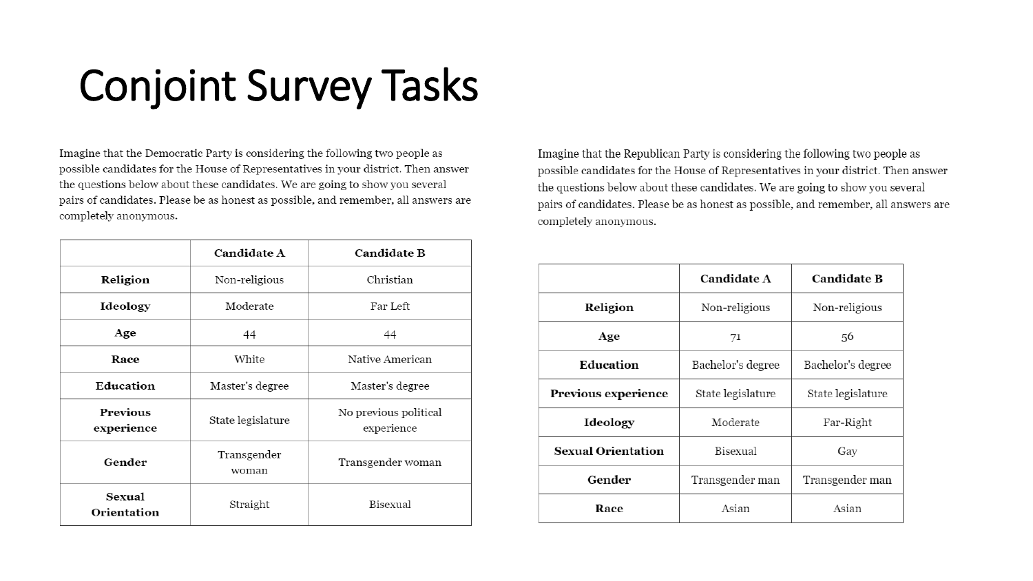# Conjoint Survey Tasks

Imagine that the Democratic Party is considering the following two people as possible candidates for the House of Representatives in your district. Then answer the questions below about these candidates. We are going to show you several pairs of candidates. Please be as honest as possible, and remember, all answers are completely anonymous.

| | Candidate A | Candidate B |
|---|---|---|
| **Religion** | Non-religious | Christian |
| **Ideology** | Moderate | Far Left |
| **Age** | 44 | 44 |
| **Race** | White | Native American |
| **Education** | Master's degree | Master's degree |
| **Previous experience** | State legislature | No previous political experience |
| **Gender** | Transgender woman | Transgender woman |
| **Sexual Orientation** | Straight | Bisexual |

Imagine that the Republican Party is considering the following two people as possible candidates for the House of Representatives in your district. Then answer the questions below about these candidates. We are going to show you several pairs of candidates. Please be as honest as possible, and remember, all answers are completely anonymous.

| | Candidate A | Candidate B |
|---|---|---|
| **Religion** | Non-religious | Non-religious |
| **Age** | 71 | 56 |
| **Education** | Bachelor's degree | Bachelor's degree |
| **Previous experience** | State legislature | State legislature |
| **Ideology** | Moderate | Far-Right |
| **Sexual Orientation** | Bisexual | Gay |
| **Gender** | Transgender man | Transgender man |
| **Race** | Asian | Asian |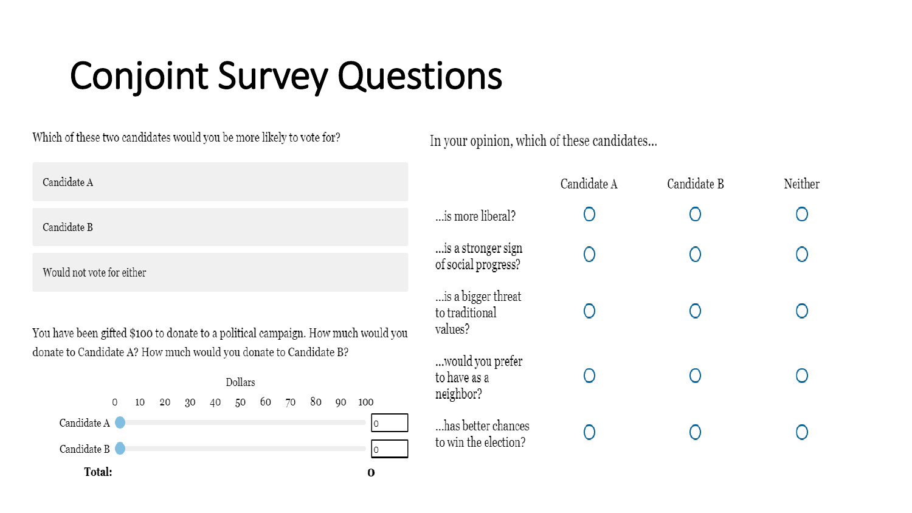# Conjoint Survey Questions

Which of these two candidates would you be more likely to vote for?

- Candidate A
- Candidate B
- Would not vote for either

You have been gifted $100 to donate to a political campaign. How much would you donate to Candidate A? How much would you donate to Candidate B?

Dollars

0 10 20 30 40 50 60 70 80 90 100

Candidate A 0

Candidate B 0

**Total:** 0

In your opinion, which of these candidates...

| | Candidate A | Candidate B | Neither |
|---|---|---|---|
| ...is more liberal? | ○ | ○ | ○ |
| ...is a stronger sign of social progress? | ○ | ○ | ○ |
| ...is a bigger threat to traditional values? | ○ | ○ | ○ |
| ...would you prefer to have as a neighbor? | ○ | ○ | ○ |
| ...has better chances to win the election? | ○ | ○ | ○ |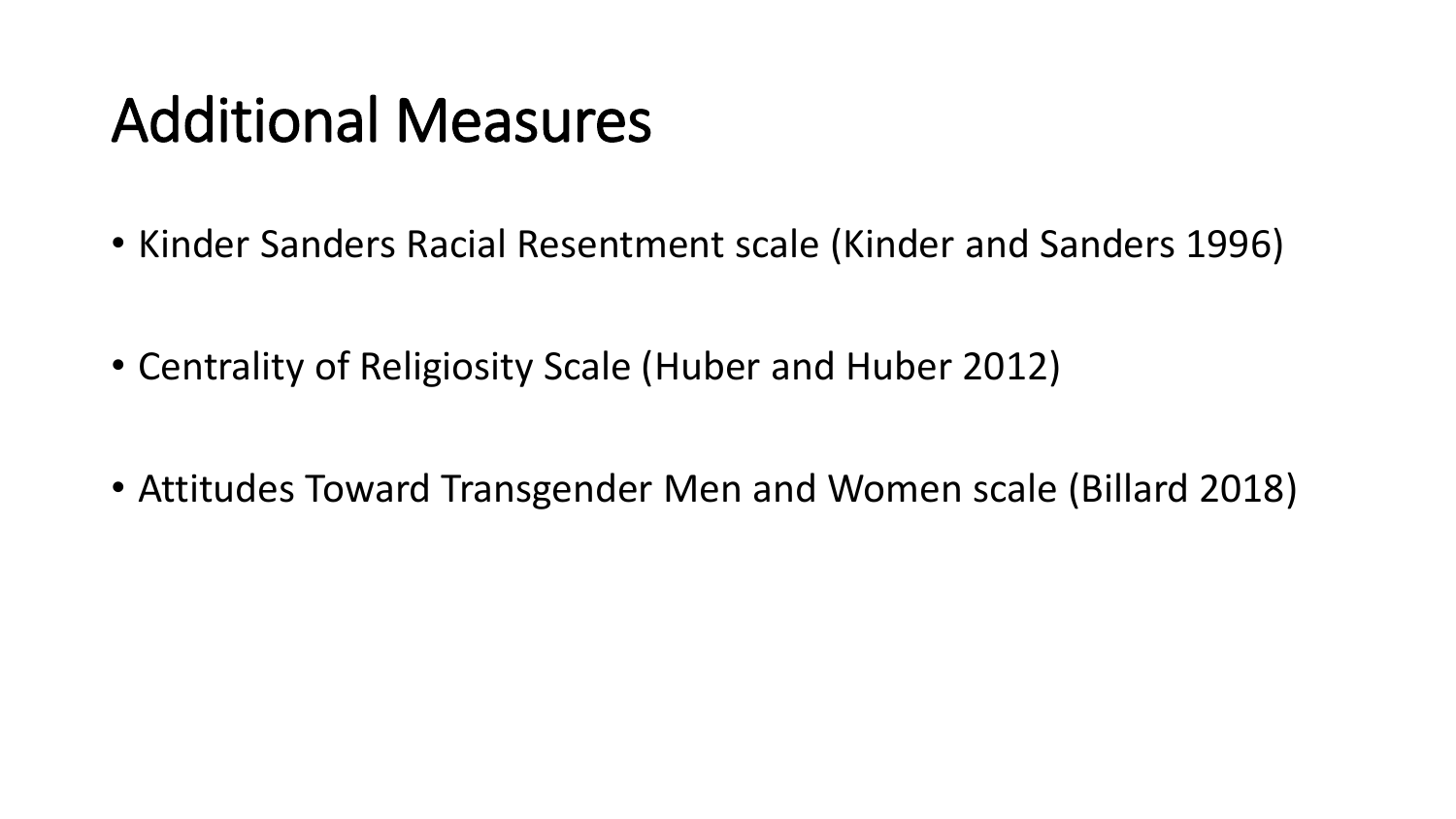# Additional Measures

- Kinder Sanders Racial Resentment scale (Kinder and Sanders 1996)
- Centrality of Religiosity Scale (Huber and Huber 2012)
- Attitudes Toward Transgender Men and Women scale (Billard 2018)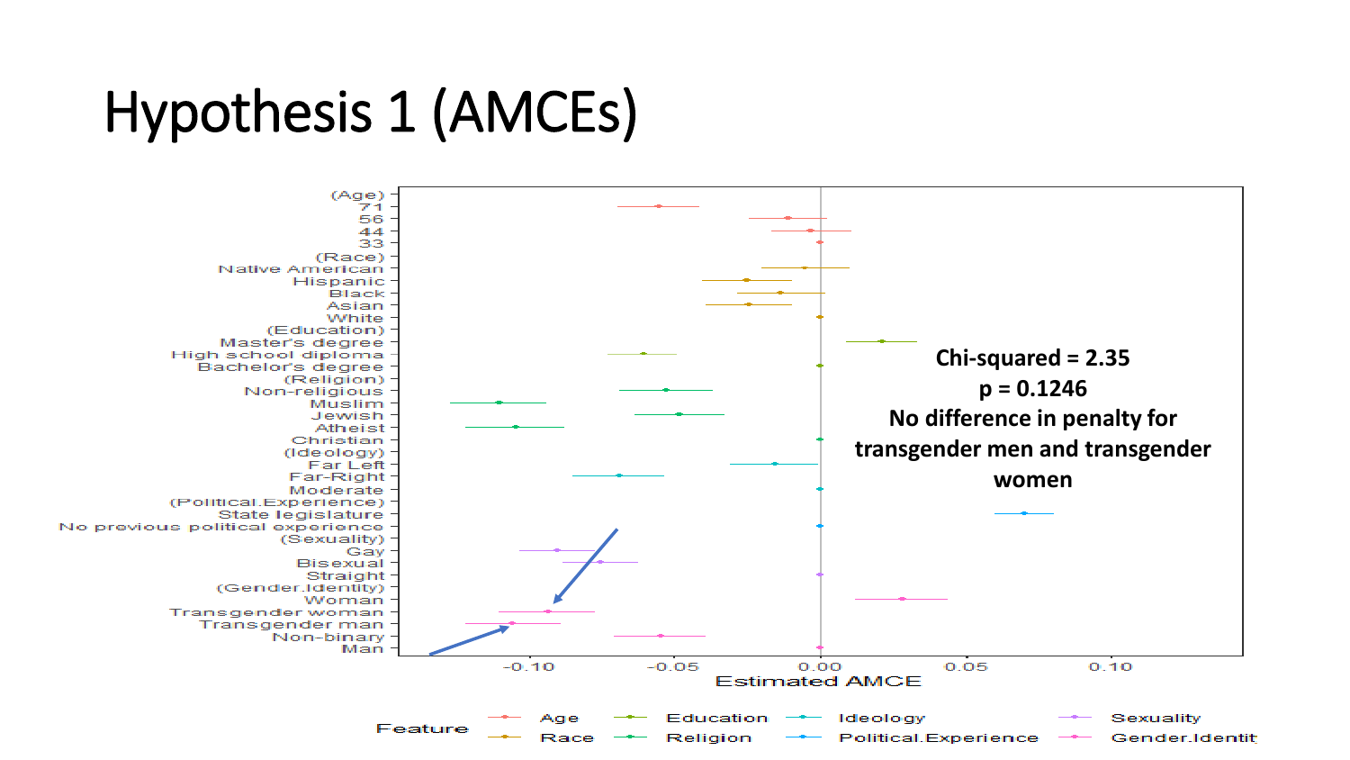# Hypothesis 1 (AMCEs)

(Age)
71
56
44
33
(Race)
Native American
Hispanic
Black
Asian
White
(Education)
Master's degree
High school diploma
Bachelor's degree
(Religion)
Non-religious
Muslim
Jewish
Atheist
Christian
(Ideology)
Far Left
Far-Right
Moderate
(Political.Experience)
State legislature
No previous political experience
(Sexuality)
Gay
Bisexual
Straight
(Gender.Identity)
Woman
Transgender woman
Transgender man
Non-binary
Man

-0.10 -0.05 0.00 0.05 0.10

Estimated AMCE

Feature: Age, Race, Education, Religion, Ideology, Political.Experience, Sexuality, Gender.Identit

**Chi-squared = 2.35**
**p = 0.1246**
**No difference in penalty for transgender men and transgender women**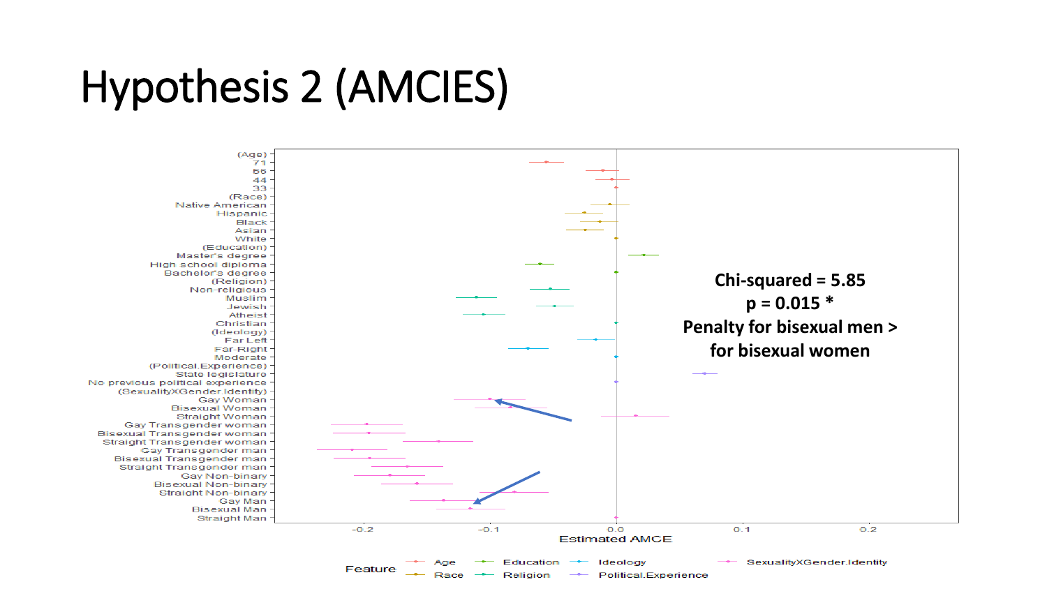# Hypothesis 2 (AMCIES)

(Age)
71
56
44
33
(Race)
Native American
Hispanic
Black
Asian
White
(Education)
Master's degree
High school diploma
Bachelor's degree
(Religion)
Non-religious
Muslim
Jewish
Atheist
Christian
(Ideology)
Far Left
Far-Right
Moderate
(Political.Experience)
State legislature
No previous political experience
(SexualityXGender.Identity)
Gay Woman
Bisexual Woman
Straight Woman
Gay Transgender woman
Bisexual Transgender woman
Straight Transgender woman
Gay Transgender man
Bisexual Transgender man
Straight Transgender man
Gay Non-binary
Bisexual Non-binary
Straight Non-binary
Gay Man
Bisexual Man
Straight Man

-0.2 -0.1 0.0 0.1 0.2

Estimated AMCE

Feature: Age, Race, Education, Religion, Ideology, Political.Experience, SexualityXGender.Identity

**Chi-squared = 5.85**

**p = 0.015 ***

**Penalty for bisexual men > for bisexual women**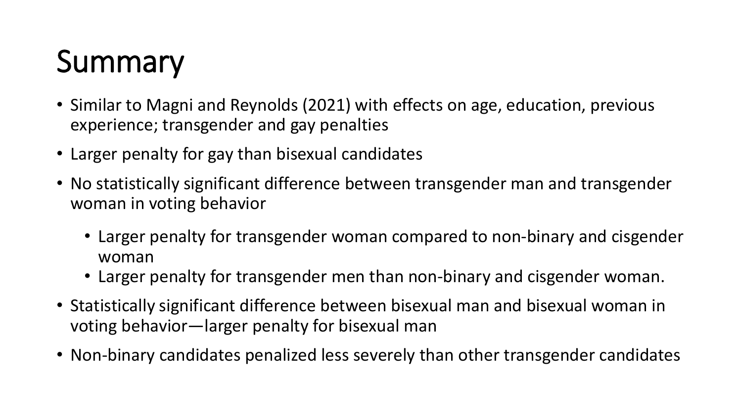# Summary

- Similar to Magni and Reynolds (2021) with effects on age, education, previous experience; transgender and gay penalties
- Larger penalty for gay than bisexual candidates
- No statistically significant difference between transgender man and transgender woman in voting behavior
    - Larger penalty for transgender woman compared to non-binary and cisgender woman
    - Larger penalty for transgender men than non-binary and cisgender woman.
- Statistically significant difference between bisexual man and bisexual woman in voting behavior—larger penalty for bisexual man
- Non-binary candidates penalized less severely than other transgender candidates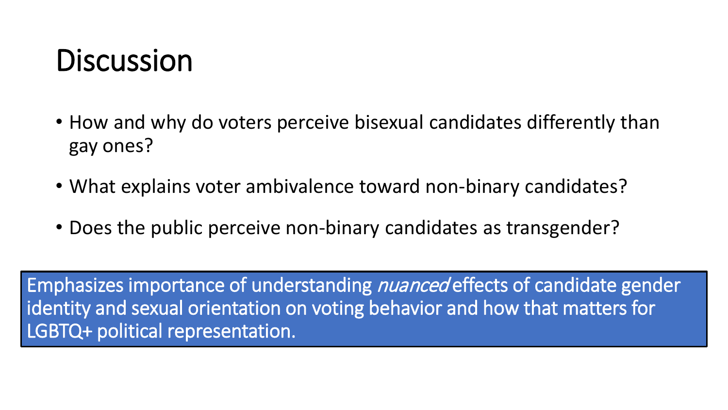# Discussion

- How and why do voters perceive bisexual candidates differently than gay ones?
- What explains voter ambivalence toward non-binary candidates?
- Does the public perceive non-binary candidates as transgender?

Emphasizes importance of understanding *nuanced* effects of candidate gender identity and sexual orientation on voting behavior and how that matters for LGBTQ+ political representation.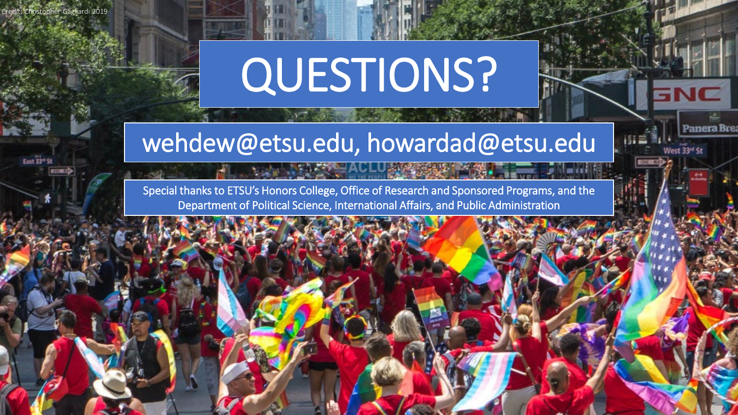Credit: Christopher Gagliardi 2019

# QUESTIONS?

wehdew@etsu.edu, howardad@etsu.edu

Special thanks to ETSU's Honors College, Office of Research and Sponsored Programs, and the Department of Political Science, International Affairs, and Public Administration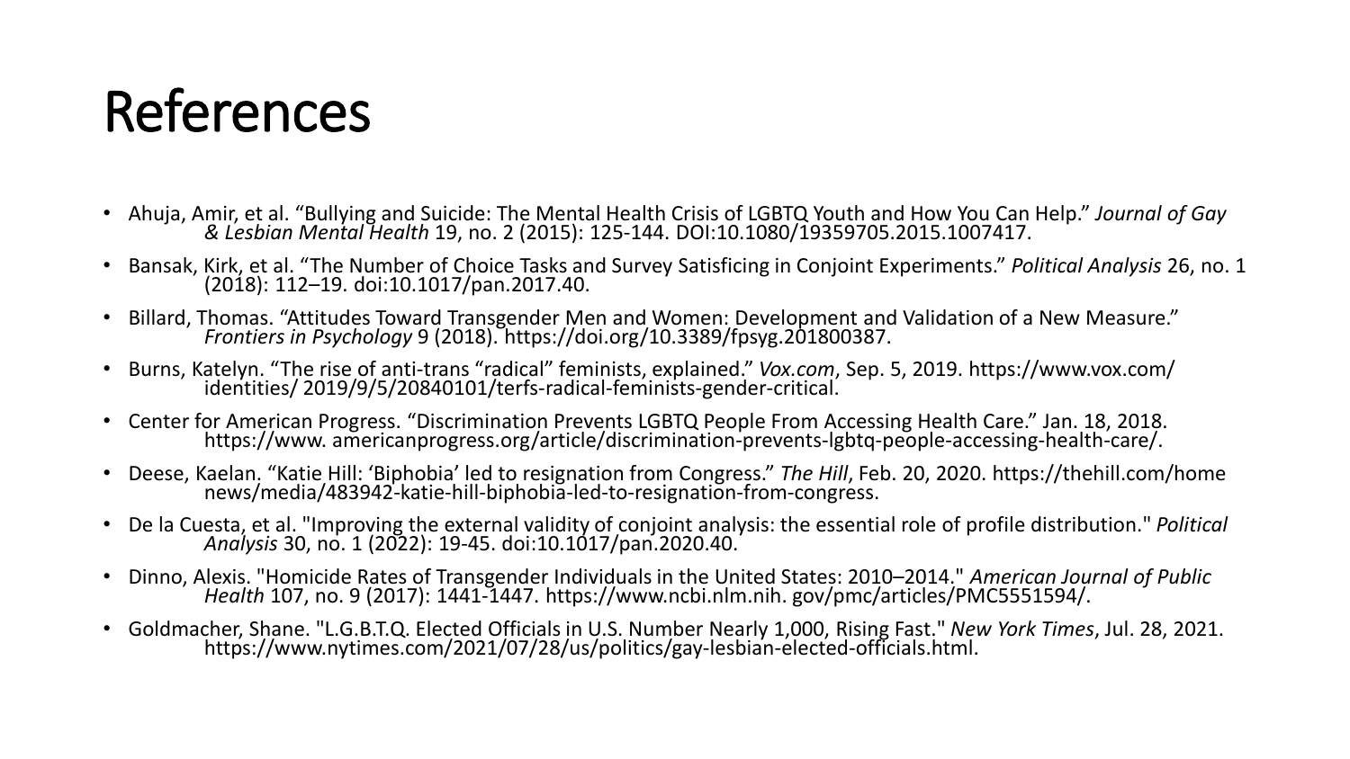# References

- Ahuja, Amir, et al. "Bullying and Suicide: The Mental Health Crisis of LGBTQ Youth and How You Can Help." *Journal of Gay & Lesbian Mental Health* 19, no. 2 (2015): 125-144. DOI:10.1080/19359705.2015.1007417.
- Bansak, Kirk, et al. "The Number of Choice Tasks and Survey Satisficing in Conjoint Experiments." *Political Analysis* 26, no. 1 (2018): 112–19. doi:10.1017/pan.2017.40.
- Billard, Thomas. "Attitudes Toward Transgender Men and Women: Development and Validation of a New Measure." *Frontiers in Psychology* 9 (2018). https://doi.org/10.3389/fpsyg.201800387.
- Burns, Katelyn. "The rise of anti-trans "radical" feminists, explained." *Vox.com*, Sep. 5, 2019. https://www.vox.com/ identities/ 2019/9/5/20840101/terfs-radical-feminists-gender-critical.
- Center for American Progress. "Discrimination Prevents LGBTQ People From Accessing Health Care." Jan. 18, 2018. https://www. americanprogress.org/article/discrimination-prevents-lgbtq-people-accessing-health-care/.
- Deese, Kaelan. "Katie Hill: 'Biphobia' led to resignation from Congress." *The Hill*, Feb. 20, 2020. https://thehill.com/home news/media/483942-katie-hill-biphobia-led-to-resignation-from-congress.
- De la Cuesta, et al. "Improving the external validity of conjoint analysis: the essential role of profile distribution." *Political Analysis* 30, no. 1 (2022): 19-45. doi:10.1017/pan.2020.40.
- Dinno, Alexis. "Homicide Rates of Transgender Individuals in the United States: 2010–2014." *American Journal of Public Health* 107, no. 9 (2017): 1441-1447. https://www.ncbi.nlm.nih. gov/pmc/articles/PMC5551594/.
- Goldmacher, Shane. "L.G.B.T.Q. Elected Officials in U.S. Number Nearly 1,000, Rising Fast." *New York Times*, Jul. 28, 2021. https://www.nytimes.com/2021/07/28/us/politics/gay-lesbian-elected-officials.html.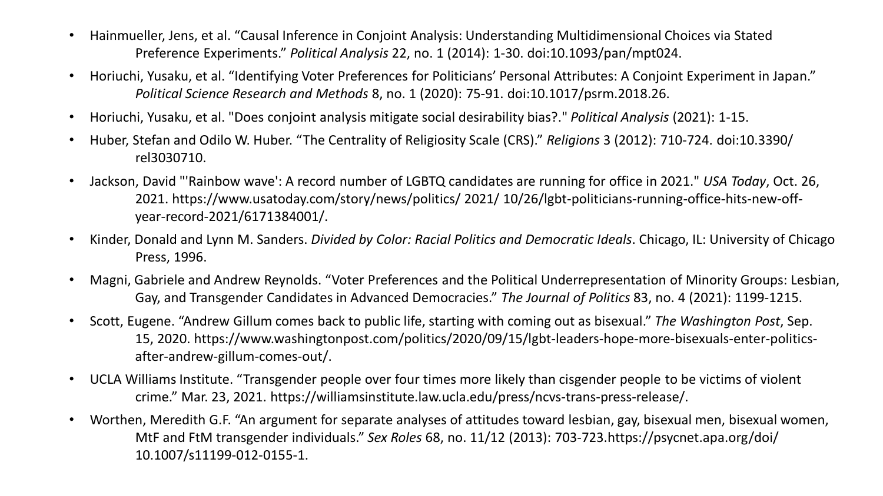- Hainmueller, Jens, et al. “Causal Inference in Conjoint Analysis: Understanding Multidimensional Choices via Stated Preference Experiments.” *Political Analysis* 22, no. 1 (2014): 1-30. doi:10.1093/pan/mpt024.
- Horiuchi, Yusaku, et al. “Identifying Voter Preferences for Politicians’ Personal Attributes: A Conjoint Experiment in Japan.” *Political Science Research and Methods* 8, no. 1 (2020): 75-91. doi:10.1017/psrm.2018.26.
- Horiuchi, Yusaku, et al. "Does conjoint analysis mitigate social desirability bias?." *Political Analysis* (2021): 1-15.
- Huber, Stefan and Odilo W. Huber. “The Centrality of Religiosity Scale (CRS).” *Religions* 3 (2012): 710-724. doi:10.3390/ rel3030710.
- Jackson, David "'Rainbow wave': A record number of LGBTQ candidates are running for office in 2021." *USA Today*, Oct. 26, 2021. https://www.usatoday.com/story/news/politics/ 2021/ 10/26/lgbt-politicians-running-office-hits-new-off-year-record-2021/6171384001/.
- Kinder, Donald and Lynn M. Sanders. *Divided by Color: Racial Politics and Democratic Ideals*. Chicago, IL: University of Chicago Press, 1996.
- Magni, Gabriele and Andrew Reynolds. “Voter Preferences and the Political Underrepresentation of Minority Groups: Lesbian, Gay, and Transgender Candidates in Advanced Democracies.” *The Journal of Politics* 83, no. 4 (2021): 1199-1215.
- Scott, Eugene. “Andrew Gillum comes back to public life, starting with coming out as bisexual.” *The Washington Post*, Sep. 15, 2020. https://www.washingtonpost.com/politics/2020/09/15/lgbt-leaders-hope-more-bisexuals-enter-politics-after-andrew-gillum-comes-out/.
- UCLA Williams Institute. “Transgender people over four times more likely than cisgender people to be victims of violent crime.” Mar. 23, 2021. https://williamsinstitute.law.ucla.edu/press/ncvs-trans-press-release/.
- Worthen, Meredith G.F. “An argument for separate analyses of attitudes toward lesbian, gay, bisexual men, bisexual women, MtF and FtM transgender individuals.” *Sex Roles* 68, no. 11/12 (2013): 703-723.https://psycnet.apa.org/doi/ 10.1007/s11199-012-0155-1.